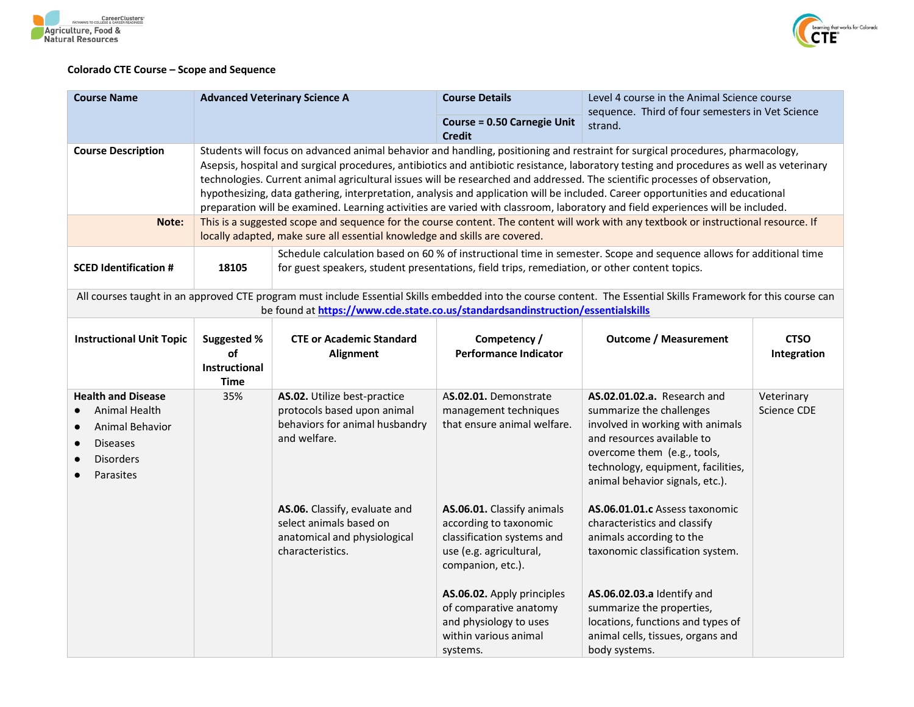Colorado CTE Course – Scope and Sequence

| Course Name | Advanced Veterinary Science A | Course Details | Level 4 course in the Animal Science course sequence. Third of four semesters in Vet Science strand. |
|---|---|---|---|
| | | Course = 0.50 Carnegie Unit Credit | |
| Course Description | Students will focus on advanced animal behavior and handling, positioning and restraint for surgical procedures, pharmacology, Asepsis, hospital and surgical procedures, antibiotics and antibiotic resistance, laboratory testing and procedures as well as veterinary technologies. Current animal agricultural issues will be researched and addressed. The scientific processes of observation, hypothesizing, data gathering, interpretation, analysis and application will be included. Career opportunities and educational preparation will be examined. Learning activities are varied with classroom, laboratory and field experiences will be included. | | |
| Note: | This is a suggested scope and sequence for the course content. The content will work with any textbook or instructional resource. If locally adapted, make sure all essential knowledge and skills are covered. | | |
| SCED Identification # | 18105 | Schedule calculation based on 60 % of instructional time in semester. Scope and sequence allows for additional time for guest speakers, student presentations, field trips, remediation, or other content topics. | |

All courses taught in an approved CTE program must include Essential Skills embedded into the course content. The Essential Skills Framework for this course can be found at [https://www.cde.state.co.us/standardsandinstruction/essentialskills](https://www.cde.state.co.us/standardsandinstruction/essentialskills)

| Instructional Unit Topic | Suggested % of Instructional Time | CTE or Academic Standard Alignment | Competency / Performance Indicator | Outcome / Measurement | CTSO Integration |
|---|---|---|---|---|---|
| **Health and Disease**<br>• Animal Health<br>• Animal Behavior<br>• Diseases<br>• Disorders<br>• Parasites | 35% | **AS.02.** Utilize best-practice protocols based upon animal behaviors for animal husbandry and welfare. | **AS.02.01.** Demonstrate management techniques that ensure animal welfare. | **AS.02.01.02.a.** Research and summarize the challenges involved in working with animals and resources available to overcome them (e.g., tools, technology, equipment, facilities, animal behavior signals, etc.). | Veterinary Science CDE |
| | | **AS.06.** Classify, evaluate and select animals based on anatomical and physiological characteristics. | **AS.06.01.** Classify animals according to taxonomic classification systems and use (e.g. agricultural, companion, etc.). | **AS.06.01.01.c** Assess taxonomic characteristics and classify animals according to the taxonomic classification system. | |
| | | | **AS.06.02.** Apply principles of comparative anatomy and physiology to uses within various animal systems. | **AS.06.02.03.a** Identify and summarize the properties, locations, functions and types of animal cells, tissues, organs and body systems. | |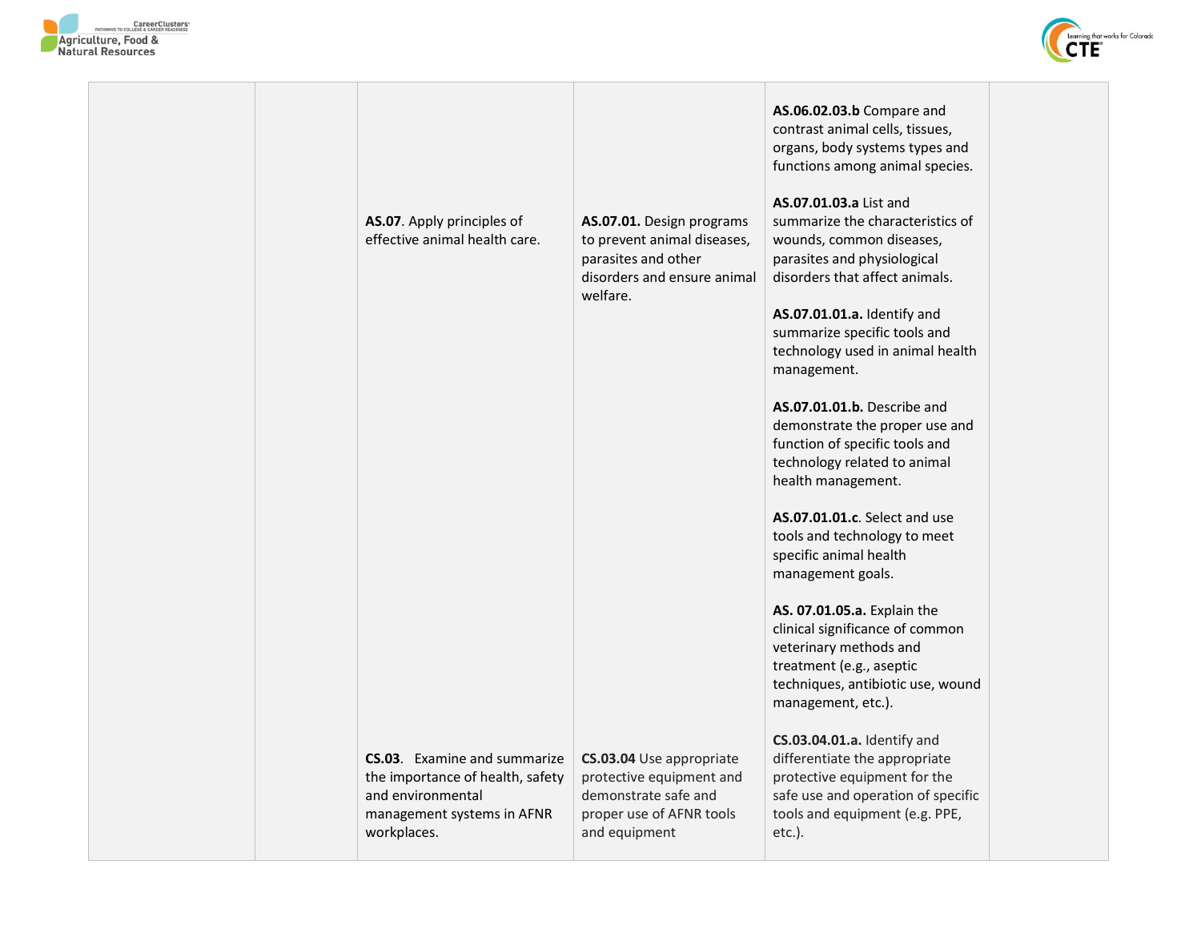| | | | | | |
|---|---|---|---|---|---|
| | | | | **AS.06.02.03.b** Compare and contrast animal cells, tissues, organs, body systems types and functions among animal species. | |
| | | **AS.07**. Apply principles of effective animal health care. | **AS.07.01.** Design programs to prevent animal diseases, parasites and other disorders and ensure animal welfare. | **AS.07.01.03.a** List and summarize the characteristics of wounds, common diseases, parasites and physiological disorders that affect animals.<br><br>**AS.07.01.01.a.** Identify and summarize specific tools and technology used in animal health management.<br><br>**AS.07.01.01.b.** Describe and demonstrate the proper use and function of specific tools and technology related to animal health management.<br><br>**AS.07.01.01.c**. Select and use tools and technology to meet specific animal health management goals.<br><br>**AS. 07.01.05.a.** Explain the clinical significance of common veterinary methods and treatment (e.g., aseptic techniques, antibiotic use, wound management, etc.). | |
| | | **CS.03**. Examine and summarize the importance of health, safety and environmental management systems in AFNR workplaces. | **CS.03.04** Use appropriate protective equipment and demonstrate safe and proper use of AFNR tools and equipment | **CS.03.04.01.a.** Identify and differentiate the appropriate protective equipment for the safe use and operation of specific tools and equipment (e.g. PPE, etc.). | |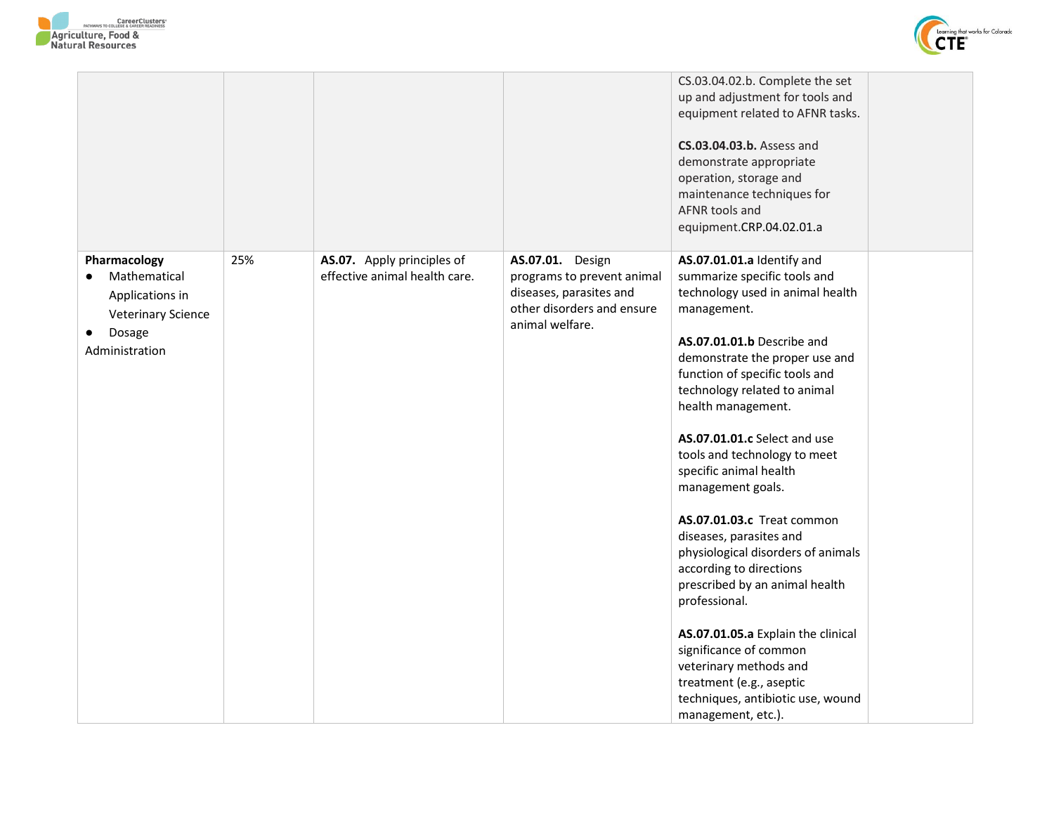| | | | | | |
|---|---|---|---|---|---|
| | | | | CS.03.04.02.b. Complete the set up and adjustment for tools and equipment related to AFNR tasks.<br><br>**CS.03.04.03.b.** Assess and demonstrate appropriate operation, storage and maintenance techniques for AFNR tools and equipment.CRP.04.02.01.a | |
| **Pharmacology**<br>● Mathematical Applications in Veterinary Science<br>● Dosage Administration | 25% | **AS.07.** Apply principles of effective animal health care. | **AS.07.01.** Design programs to prevent animal diseases, parasites and other disorders and ensure animal welfare. | **AS.07.01.01.a** Identify and summarize specific tools and technology used in animal health management.<br><br>**AS.07.01.01.b** Describe and demonstrate the proper use and function of specific tools and technology related to animal health management.<br><br>**AS.07.01.01.c** Select and use tools and technology to meet specific animal health management goals.<br><br>**AS.07.01.03.c** Treat common diseases, parasites and physiological disorders of animals according to directions prescribed by an animal health professional.<br><br>**AS.07.01.05.a** Explain the clinical significance of common veterinary methods and treatment (e.g., aseptic techniques, antibiotic use, wound management, etc.). | |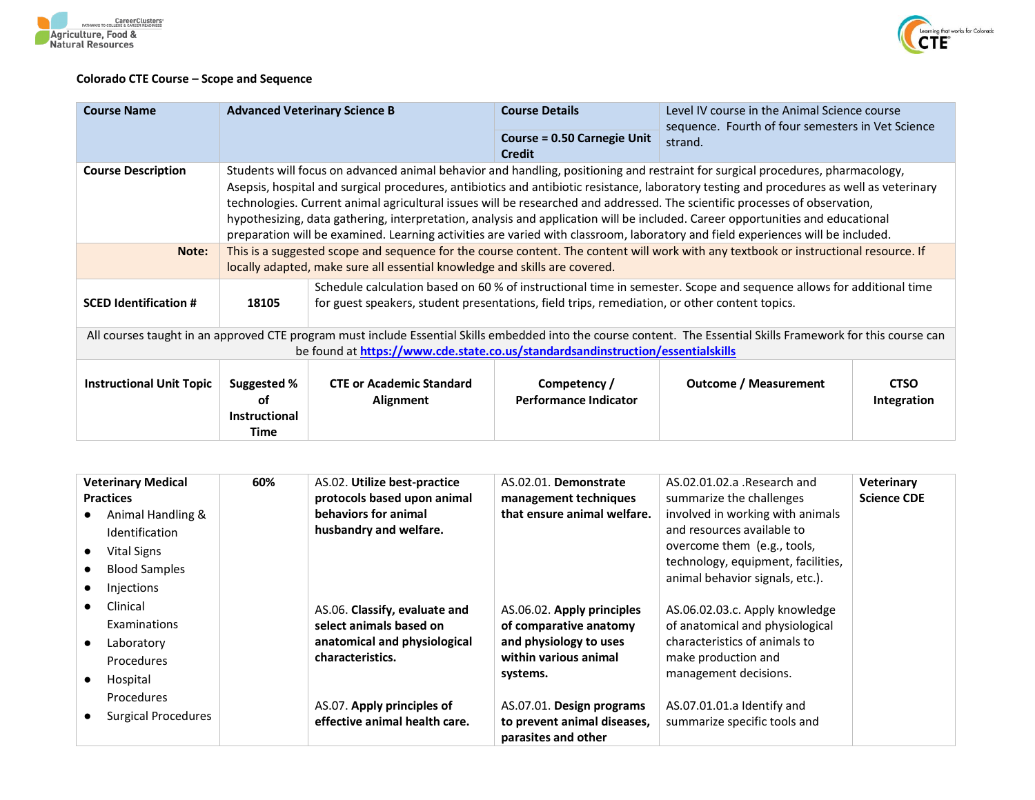Colorado CTE Course – Scope and Sequence

| Course Name | Advanced Veterinary Science B | Course Details | Level IV course in the Animal Science course sequence. Fourth of four semesters in Vet Science strand. |
|---|---|---|---|
| | | Course = 0.50 Carnegie Unit Credit | |
| Course Description | Students will focus on advanced animal behavior and handling, positioning and restraint for surgical procedures, pharmacology, Asepsis, hospital and surgical procedures, antibiotics and antibiotic resistance, laboratory testing and procedures as well as veterinary technologies. Current animal agricultural issues will be researched and addressed. The scientific processes of observation, hypothesizing, data gathering, interpretation, analysis and application will be included. Career opportunities and educational preparation will be examined. Learning activities are varied with classroom, laboratory and field experiences will be included. | | |
| Note: | This is a suggested scope and sequence for the course content. The content will work with any textbook or instructional resource. If locally adapted, make sure all essential knowledge and skills are covered. | | |
| SCED Identification # | 18105 | Schedule calculation based on 60 % of instructional time in semester. Scope and sequence allows for additional time for guest speakers, student presentations, field trips, remediation, or other content topics. | |

All courses taught in an approved CTE program must include Essential Skills embedded into the course content. The Essential Skills Framework for this course can be found at https://www.cde.state.co.us/standardsandinstruction/essentialskills

| Instructional Unit Topic | Suggested % of Instructional Time | CTE or Academic Standard Alignment | Competency / Performance Indicator | Outcome / Measurement | CTSO Integration |
|---|---|---|---|---|---|
| **Veterinary Medical Practices**<br>• Animal Handling & Identification<br>• Vital Signs<br>• Blood Samples<br>• Injections<br>• Clinical Examinations<br>• Laboratory Procedures<br>• Hospital Procedures<br>• Surgical Procedures | 60% | AS.02. **Utilize best-practice protocols based upon animal behaviors for animal husbandry and welfare.** | AS.02.01. **Demonstrate management techniques that ensure animal welfare.** | AS.02.01.02.a .Research and summarize the challenges involved in working with animals and resources available to overcome them (e.g., tools, technology, equipment, facilities, animal behavior signals, etc.). | **Veterinary Science CDE** |
| | | AS.06. **Classify, evaluate and select animals based on anatomical and physiological characteristics.** | AS.06.02. **Apply principles of comparative anatomy and physiology to uses within various animal systems.** | AS.06.02.03.c. Apply knowledge of anatomical and physiological characteristics of animals to make production and management decisions. | |
| | | AS.07. **Apply principles of effective animal health care.** | AS.07.01. **Design programs to prevent animal diseases, parasites and other** | AS.07.01.01.a Identify and summarize specific tools and | |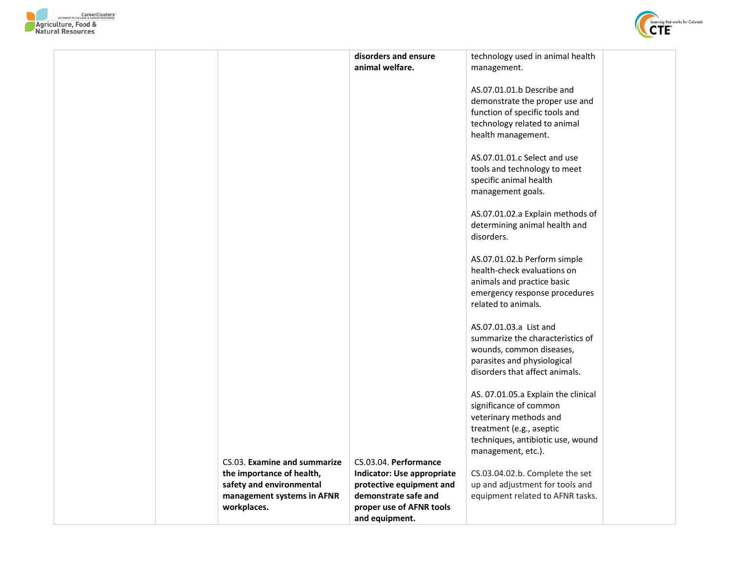| | | | | | |
|---|---|---|---|---|---|
| | | | **disorders and ensure animal welfare.** | technology used in animal health management.<br><br>AS.07.01.01.b Describe and demonstrate the proper use and function of specific tools and technology related to animal health management.<br><br>AS.07.01.01.c Select and use tools and technology to meet specific animal health management goals.<br><br>AS.07.01.02.a Explain methods of determining animal health and disorders.<br><br>AS.07.01.02.b Perform simple health-check evaluations on animals and practice basic emergency response procedures related to animals.<br><br>AS.07.01.03.a List and summarize the characteristics of wounds, common diseases, parasites and physiological disorders that affect animals.<br><br>AS. 07.01.05.a Explain the clinical significance of common veterinary methods and treatment (e.g., aseptic techniques, antibiotic use, wound management, etc.). | |
| | | CS.03. **Examine and summarize the importance of health, safety and environmental management systems in AFNR workplaces.** | CS.03.04. **Performance Indicator: Use appropriate protective equipment and demonstrate safe and proper use of AFNR tools and equipment.** | CS.03.04.02.b. Complete the set up and adjustment for tools and equipment related to AFNR tasks. | |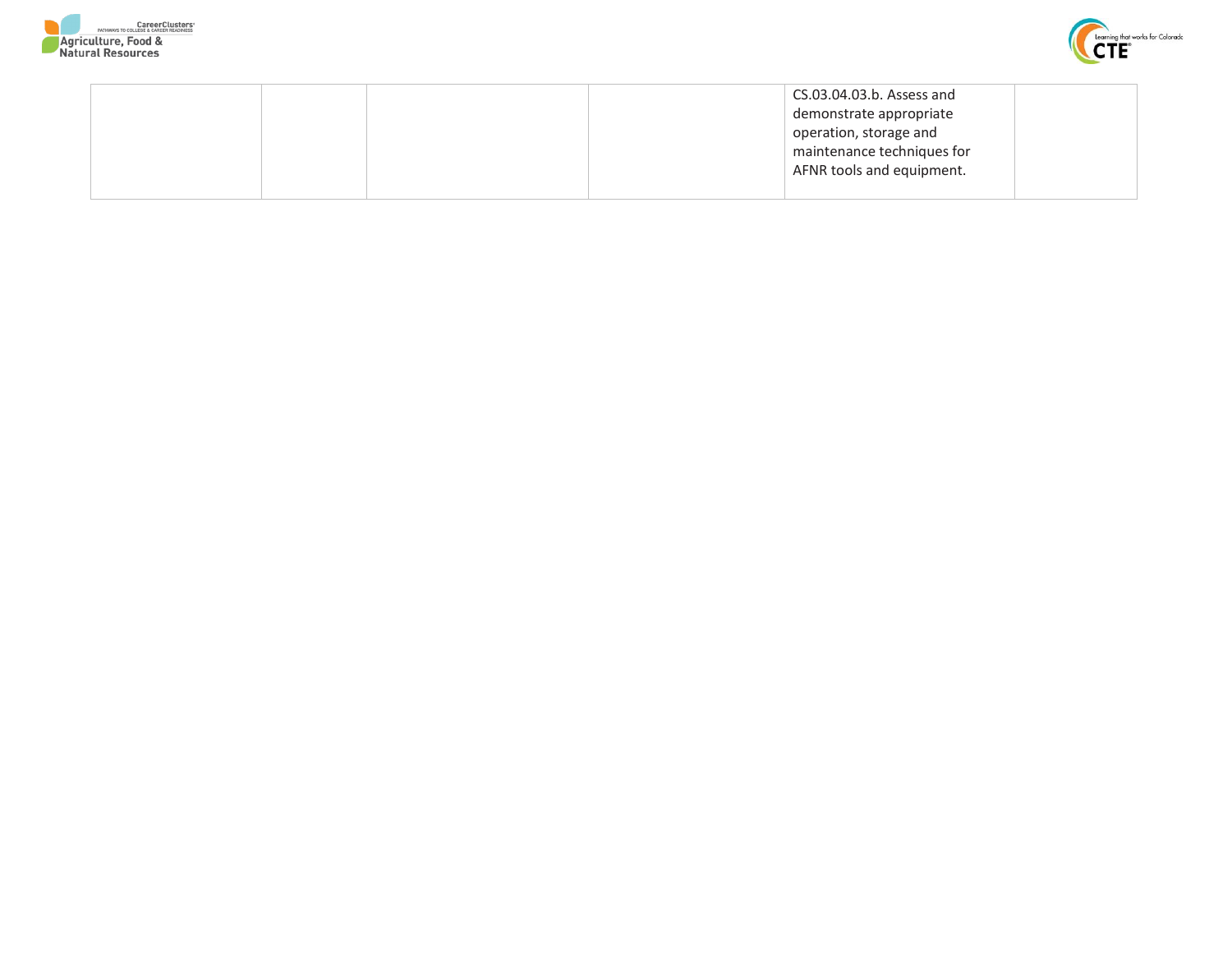| | | | | | |
|---|---|---|---|---|---|
| | | | | CS.03.04.03.b. Assess and demonstrate appropriate operation, storage and maintenance techniques for AFNR tools and equipment. | |